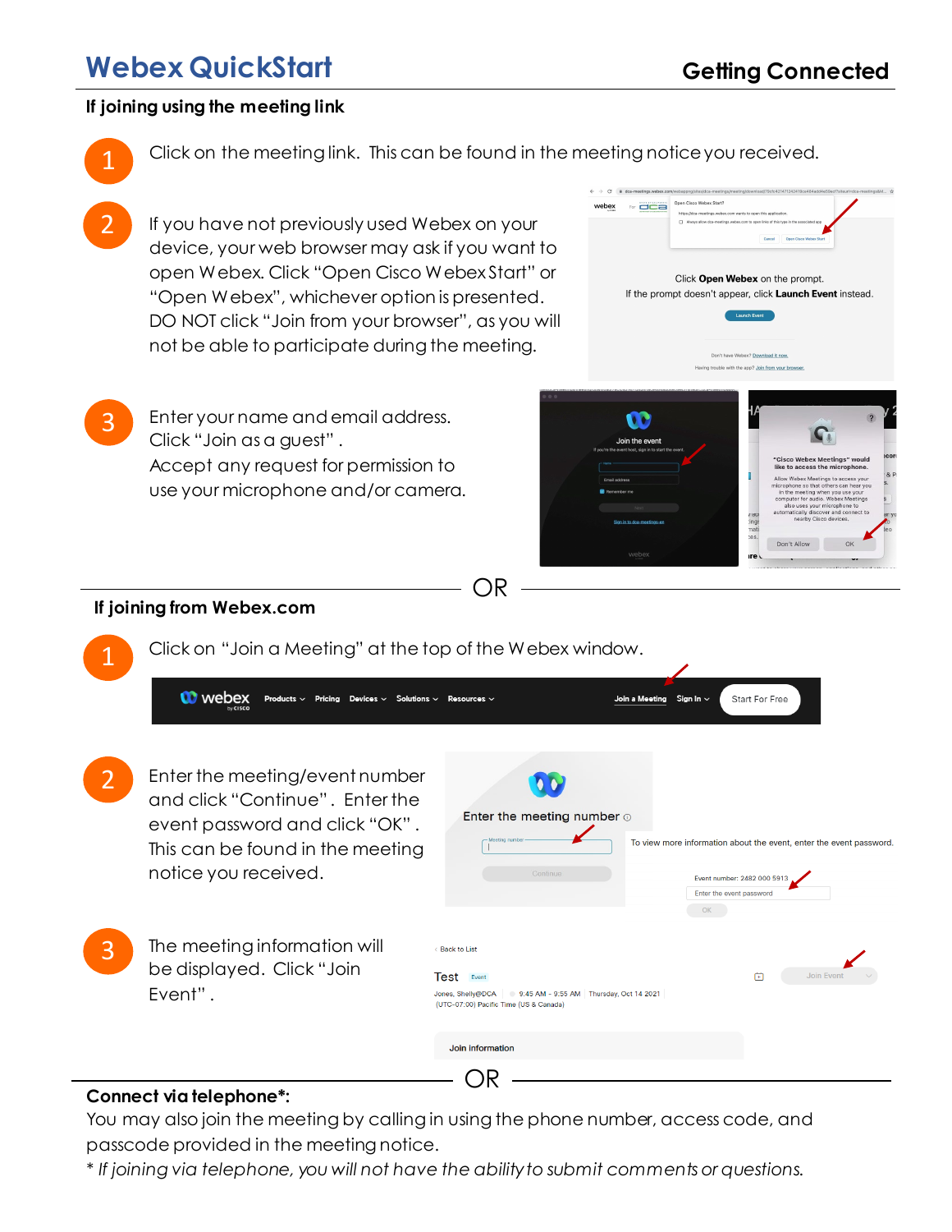# Webex QuickStart

## Getting Connected

### If joining using the meeting link

1. Click on the meeting link. This can be found in the meeting notice you received.

2. If you have not previously used Webex on your device, your web browser may ask if you want to open Webex. Click "Open Cisco Webex Start" or "Open Webex", whichever option is presented. DO NOT click "Join from your browser", as you will not be able to participate during the meeting.

3. Enter your name and email address. Click "Join as a guest". Accept any request for permission to use your microphone and/or camera.

OR

### If joining from Webex.com

1. Click on "Join a Meeting" at the top of the Webex window.

2. Enter the meeting/event number and click "Continue". Enter the event password and click "OK". This can be found in the meeting notice you received.

3. The meeting information will be displayed. Click "Join Event".

OR

### Connect via telephone*:

You may also join the meeting by calling in using the phone number, access code, and passcode provided in the meeting notice.

*\* If joining via telephone, you will not have the ability to submit comments or questions.*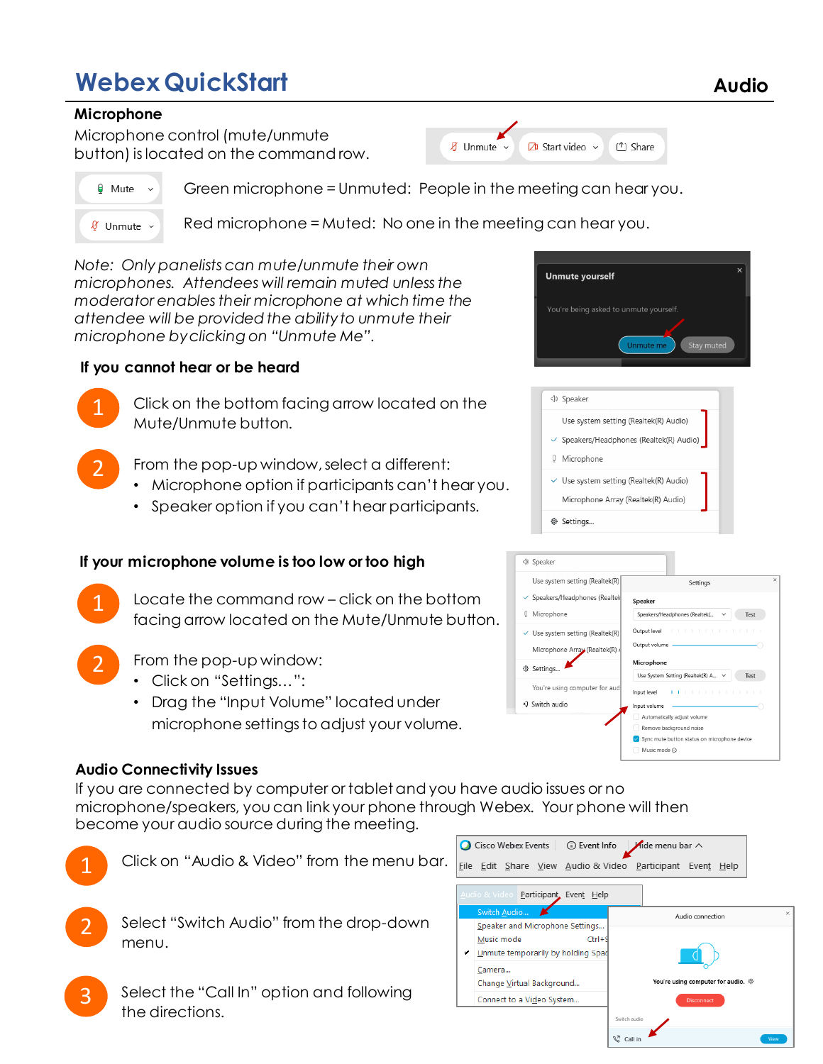# Webex QuickStart

**Audio**

## Microphone

Microphone control (mute/unmute button) is located on the command row.

Green microphone = Unmuted: People in the meeting can hear you.

Red microphone = Muted: No one in the meeting can hear you.

*Note: Only panelists can mute/unmute their own microphones. Attendees will remain muted unless the moderator enables their microphone at which time the attendee will be provided the ability to unmute their microphone by clicking on "Unmute Me".*

### If you cannot hear or be heard

1. Click on the bottom facing arrow located on the Mute/Unmute button.
2. From the pop-up window, select a different:
   - Microphone option if participants can't hear you.
   - Speaker option if you can't hear participants.

### If your microphone volume is too low or too high

1. Locate the command row – click on the bottom facing arrow located on the Mute/Unmute button.
2. From the pop-up window:
   - Click on "Settings…":
   - Drag the "Input Volume" located under microphone settings to adjust your volume.

## Audio Connectivity Issues

If you are connected by computer or tablet and you have audio issues or no microphone/speakers, you can link your phone through Webex. Your phone will then become your audio source during the meeting.

1. Click on "Audio & Video" from the menu bar.
2. Select "Switch Audio" from the drop-down menu.
3. Select the "Call In" option and following the directions.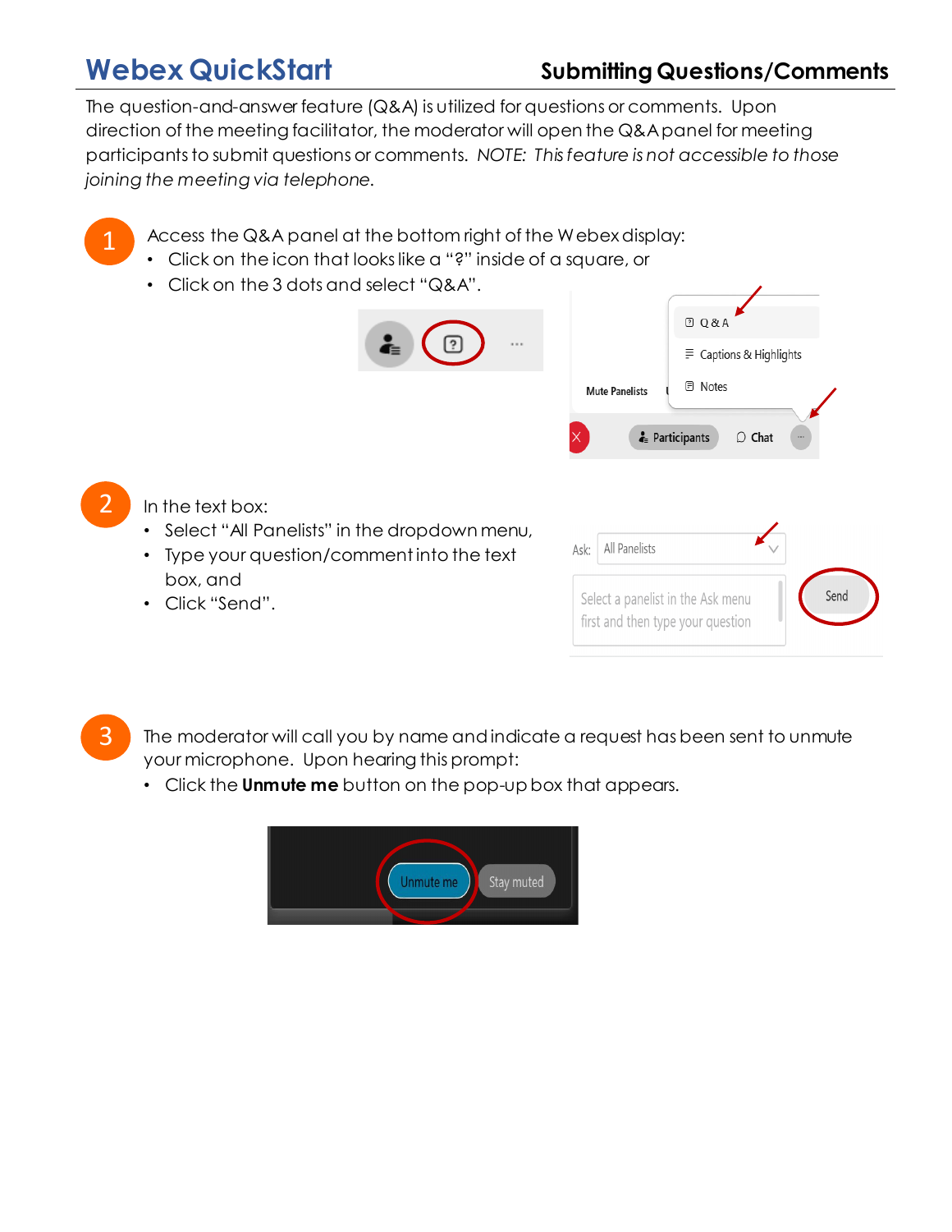# Webex QuickStart

## Submitting Questions/Comments

The question-and-answer feature (Q&A) is utilized for questions or comments. Upon direction of the meeting facilitator, the moderator will open the Q&A panel for meeting participants to submit questions or comments. *NOTE: This feature is not accessible to those joining the meeting via telephone.*

**1** Access the Q&A panel at the bottom right of the Webex display:

- Click on the icon that looks like a "?" inside of a square, or
- Click on the 3 dots and select "Q&A".

**2** In the text box:

- Select "All Panelists" in the dropdown menu,
- Type your question/comment into the text box, and
- Click "Send".

**3** The moderator will call you by name and indicate a request has been sent to unmute your microphone. Upon hearing this prompt:

- Click the **Unmute me** button on the pop-up box that appears.